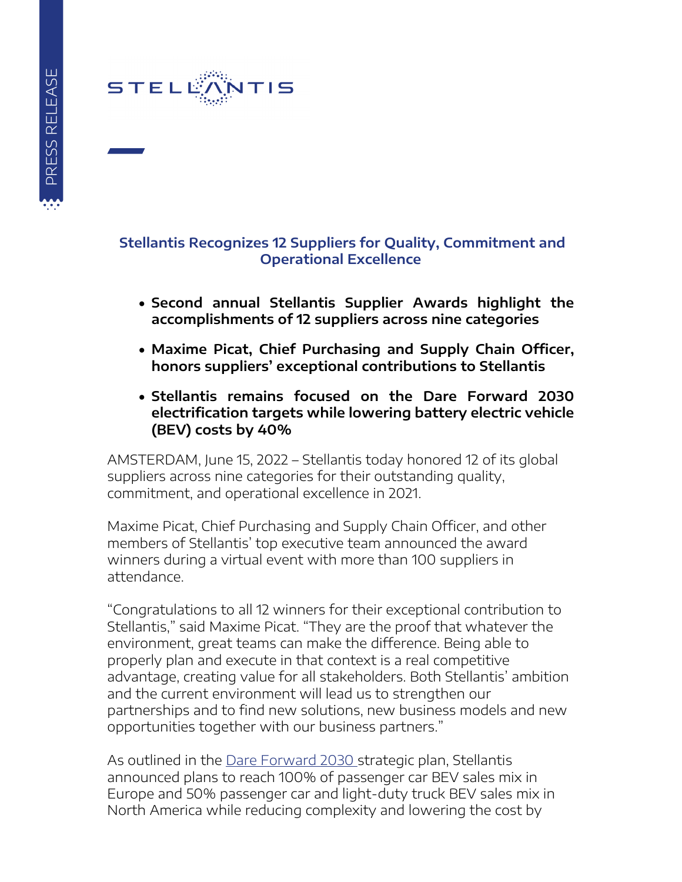# Stellantis Recognizes 12 Suppliers for Quality, Commitment and Operational Excellence

- **Second annual Stellantis Supplier Awards highlight the accomplishments of 12 suppliers across nine categories**
- **Maxime Picat, Chief Purchasing and Supply Chain Officer, honors suppliers' exceptional contributions to Stellantis**
- **Stellantis remains focused on the Dare Forward 2030 electrification targets while lowering battery electric vehicle (BEV) costs by 40%**

AMSTERDAM, June 15, 2022 – Stellantis today honored 12 of its global suppliers across nine categories for their outstanding quality, commitment, and operational excellence in 2021.

Maxime Picat, Chief Purchasing and Supply Chain Officer, and other members of Stellantis' top executive team announced the award winners during a virtual event with more than 100 suppliers in attendance.

"Congratulations to all 12 winners for their exceptional contribution to Stellantis," said Maxime Picat. "They are the proof that whatever the environment, great teams can make the difference. Being able to properly plan and execute in that context is a real competitive advantage, creating value for all stakeholders. Both Stellantis' ambition and the current environment will lead us to strengthen our partnerships and to find new solutions, new business models and new opportunities together with our business partners."

As outlined in the Dare Forward 2030 strategic plan, Stellantis announced plans to reach 100% of passenger car BEV sales mix in Europe and 50% passenger car and light-duty truck BEV sales mix in North America while reducing complexity and lowering the cost by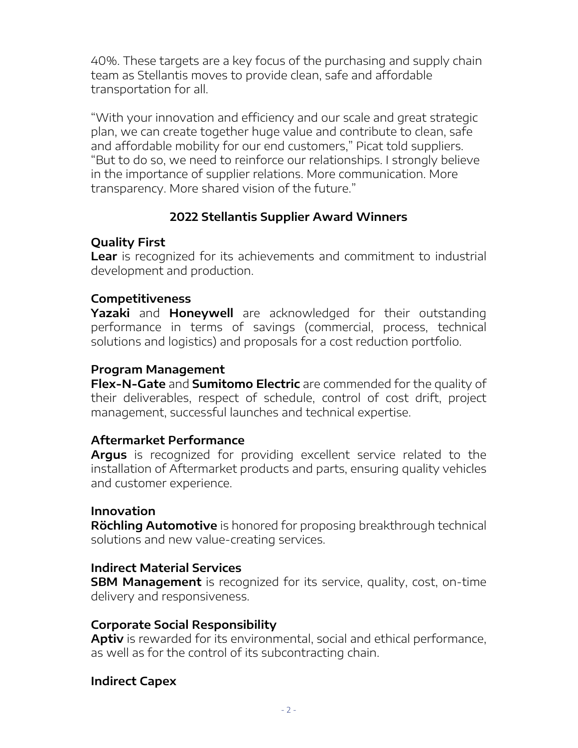40%. These targets are a key focus of the purchasing and supply chain team as Stellantis moves to provide clean, safe and affordable transportation for all.

"With your innovation and efficiency and our scale and great strategic plan, we can create together huge value and contribute to clean, safe and affordable mobility for our end customers," Picat told suppliers. "But to do so, we need to reinforce our relationships. I strongly believe in the importance of supplier relations. More communication. More transparency. More shared vision of the future."

## 2022 Stellantis Supplier Award Winners

### Quality First

**Lear** is recognized for its achievements and commitment to industrial development and production.

### Competitiveness

**Yazaki** and **Honeywell** are acknowledged for their outstanding performance in terms of savings (commercial, process, technical solutions and logistics) and proposals for a cost reduction portfolio.

### Program Management

**Flex-N-Gate** and **Sumitomo Electric** are commended for the quality of their deliverables, respect of schedule, control of cost drift, project management, successful launches and technical expertise.

### Aftermarket Performance

**Argus** is recognized for providing excellent service related to the installation of Aftermarket products and parts, ensuring quality vehicles and customer experience.

### Innovation

**Röchling Automotive** is honored for proposing breakthrough technical solutions and new value-creating services.

### Indirect Material Services

**SBM Management** is recognized for its service, quality, cost, on-time delivery and responsiveness.

### Corporate Social Responsibility

**Aptiv** is rewarded for its environmental, social and ethical performance, as well as for the control of its subcontracting chain.

### Indirect Capex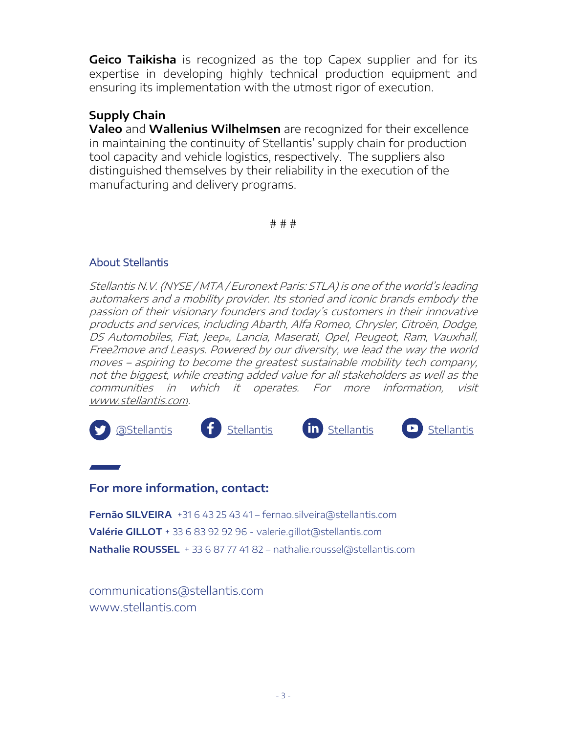**Geico Taikisha** is recognized as the top Capex supplier and for its expertise in developing highly technical production equipment and ensuring its implementation with the utmost rigor of execution.

**Supply Chain**
**Valeo** and **Wallenius Wilhelmsen** are recognized for their excellence in maintaining the continuity of Stellantis' supply chain for production tool capacity and vehicle logistics, respectively. The suppliers also distinguished themselves by their reliability in the execution of the manufacturing and delivery programs.

# # #

## About Stellantis

*Stellantis N.V. (NYSE / MTA / Euronext Paris: STLA) is one of the world's leading automakers and a mobility provider. Its storied and iconic brands embody the passion of their visionary founders and today's customers in their innovative products and services, including Abarth, Alfa Romeo, Chrysler, Citroën, Dodge, DS Automobiles, Fiat, Jeep®, Lancia, Maserati, Opel, Peugeot, Ram, Vauxhall, Free2move and Leasys. Powered by our diversity, we lead the way the world moves – aspiring to become the greatest sustainable mobility tech company, not the biggest, while creating added value for all stakeholders as well as the communities in which it operates. For more information, visit www.stellantis.com.*

@Stellantis   Stellantis   Stellantis   Stellantis

## For more information, contact:

**Fernão SILVEIRA** +31 6 43 25 43 41 – fernao.silveira@stellantis.com
**Valérie GILLOT** + 33 6 83 92 92 96 - valerie.gillot@stellantis.com
**Nathalie ROUSSEL** + 33 6 87 77 41 82 – nathalie.roussel@stellantis.com

communications@stellantis.com
www.stellantis.com